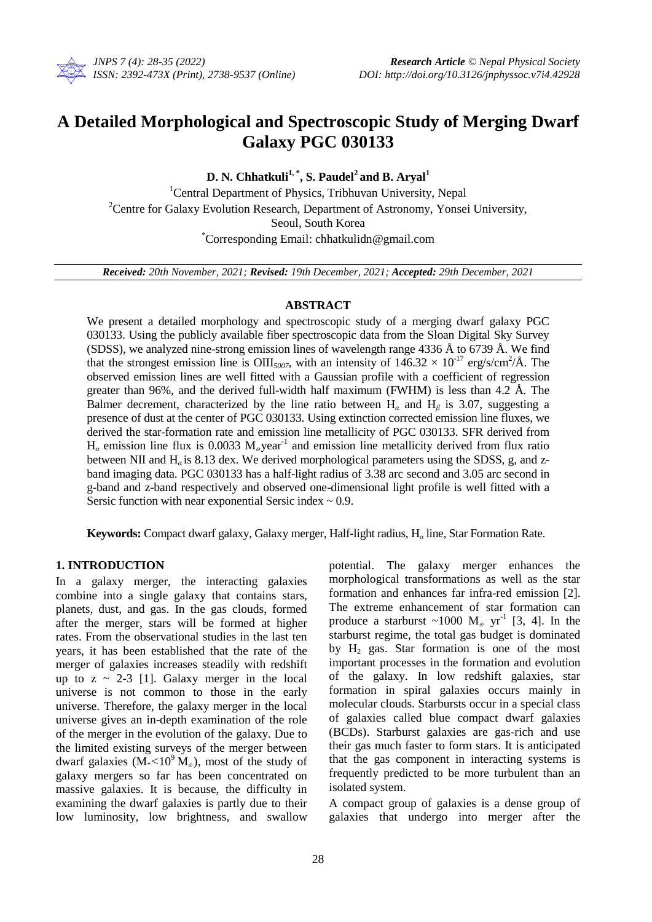# A Detailed Morphological and Spectroscopic Study of Merging Dwarf Galaxy PGC 030133

**D. N. Chhatkuli[1, *], S. Paudel[2] and B. Aryal[1]**

[1]Central Department of Physics, Tribhuvan University, Nepal
[2]Centre for Galaxy Evolution Research, Department of Astronomy, Yonsei University, Seoul, South Korea
[*]Corresponding Email: chhatkulidn@gmail.com

***Received:** 20th November, 2021; **Revised:** 19th December, 2021; **Accepted:** 29th December, 2021*

## ABSTRACT

We present a detailed morphology and spectroscopic study of a merging dwarf galaxy PGC 030133. Using the publicly available fiber spectroscopic data from the Sloan Digital Sky Survey (SDSS), we analyzed nine-strong emission lines of wavelength range 4336 Å to 6739 Å. We find that the strongest emission line is $OIII_{5007}$, with an intensity of $146.32 \times 10^{-17}$ erg/s/cm$^2$/Å. The observed emission lines are well fitted with a Gaussian profile with a coefficient of regression greater than 96%, and the derived full-width half maximum (FWHM) is less than 4.2 Å. The Balmer decrement, characterized by the line ratio between $H_\alpha$ and $H_\beta$ is 3.07, suggesting a presence of dust at the center of PGC 030133. Using extinction corrected emission line fluxes, we derived the star-formation rate and emission line metallicity of PGC 030133. SFR derived from $H_\alpha$ emission line flux is 0.0033 $M_\odot$year$^{-1}$ and emission line metallicity derived from flux ratio between NII and $H_\alpha$ is 8.13 dex. We derived morphological parameters using the SDSS, g, and z-band imaging data. PGC 030133 has a half-light radius of 3.38 arc second and 3.05 arc second in g-band and z-band respectively and observed one-dimensional light profile is well fitted with a Sersic function with near exponential Sersic index ~ 0.9.

**Keywords:** Compact dwarf galaxy, Galaxy merger, Half-light radius, $H_\alpha$ line, Star Formation Rate.

## 1. INTRODUCTION

In a galaxy merger, the interacting galaxies combine into a single galaxy that contains stars, planets, dust, and gas. In the gas clouds, formed after the merger, stars will be formed at higher rates. From the observational studies in the last ten years, it has been established that the rate of the merger of galaxies increases steadily with redshift up to z ~ 2-3 [1]. Galaxy merger in the local universe is not common to those in the early universe. Therefore, the galaxy merger in the local universe gives an in-depth examination of the role of the merger in the evolution of the galaxy. Due to the limited existing surveys of the merger between dwarf galaxies ($M_*<10^9\,M_\odot$), most of the study of galaxy mergers so far has been concentrated on massive galaxies. It is because, the difficulty in examining the dwarf galaxies is partly due to their low luminosity, low brightness, and swallow potential. The galaxy merger enhances the morphological transformations as well as the star formation and enhances far infra-red emission [2]. The extreme enhancement of star formation can produce a starburst ~1000 $M_\odot$ yr$^{-1}$ [3, 4]. In the starburst regime, the total gas budget is dominated by $H_2$ gas. Star formation is one of the most important processes in the formation and evolution of the galaxy. In low redshift galaxies, star formation in spiral galaxies occurs mainly in molecular clouds. Starbursts occur in a special class of galaxies called blue compact dwarf galaxies (BCDs). Starburst galaxies are gas-rich and use their gas much faster to form stars. It is anticipated that the gas component in interacting systems is frequently predicted to be more turbulent than an isolated system.

A compact group of galaxies is a dense group of galaxies that undergo into merger after the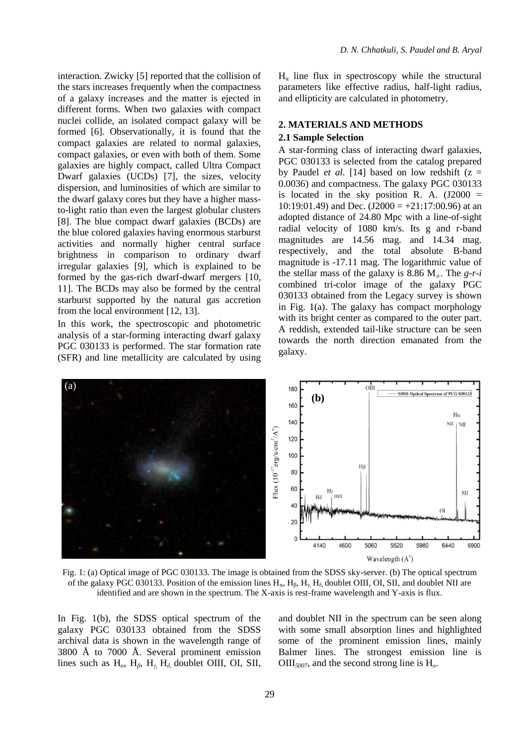interaction. Zwicky [5] reported that the collision of the stars increases frequently when the compactness of a galaxy increases and the matter is ejected in different forms. When two galaxies with compact nuclei collide, an isolated compact galaxy will be formed [6]. Observationally, it is found that the compact galaxies are related to normal galaxies, compact galaxies, or even with both of them. Some galaxies are highly compact, called Ultra Compact Dwarf galaxies (UCDs) [7], the sizes, velocity dispersion, and luminosities of which are similar to the dwarf galaxy cores but they have a higher mass-to-light ratio than even the largest globular clusters [8]. The blue compact dwarf galaxies (BCDs) are the blue colored galaxies having enormous starburst activities and normally higher central surface brightness in comparison to ordinary dwarf irregular galaxies [9], which is explained to be formed by the gas-rich dwarf-dwarf mergers [10, 11]. The BCDs may also be formed by the central starburst supported by the natural gas accretion from the local environment [12, 13].

In this work, the spectroscopic and photometric analysis of a star-forming interacting dwarf galaxy PGC 030133 is performed. The star formation rate (SFR) and line metallicity are calculated by using $H_\alpha$ line flux in spectroscopy while the structural parameters like effective radius, half-light radius, and ellipticity are calculated in photometry.

## 2. MATERIALS AND METHODS

### 2.1 Sample Selection

A star-forming class of interacting dwarf galaxies, PGC 030133 is selected from the catalog prepared by Paudel *et al.* [14] based on low redshift ($z$ = 0.0036) and compactness. The galaxy PGC 030133 is located in the sky position R. A. (J2000 = 10:19:01.49) and Dec. (J2000 = +21:17:00.96) at an adopted distance of 24.80 Mpc with a line-of-sight radial velocity of 1080 km/s. Its g and r-band magnitudes are 14.56 mag. and 14.34 mag. respectively, and the total absolute B-band magnitude is -17.11 mag. The logarithmic value of the stellar mass of the galaxy is 8.86 $M_\odot$. The *g-r-i* combined tri-color image of the galaxy PGC 030133 obtained from the Legacy survey is shown in Fig. 1(a). The galaxy has compact morphology with its bright center as compared to the outer part. A reddish, extended tail-like structure can be seen towards the north direction emanated from the galaxy.

Fig. 1: (a) Optical image of PGC 030133. The image is obtained from the SDSS sky-server. (b) The optical spectrum of the galaxy PGC 030133. Position of the emission lines $H_\alpha$, $H_\beta$, $H_\gamma$, $H_\delta$, doublet OIII, OI, SII, and doublet NII are identified and are shown in the spectrum. The X-axis is rest-frame wavelength and Y-axis is flux.

In Fig. 1(b), the SDSS optical spectrum of the galaxy PGC 030133 obtained from the SDSS archival data is shown in the wavelength range of 3800 Å to 7000 Å. Several prominent emission lines such as $H_\alpha$, $H_\beta$, $H_\gamma$, $H_\delta$, doublet OIII, OI, SII, and doublet NII in the spectrum can be seen along with some small absorption lines and highlighted some of the prominent emission lines, mainly Balmer lines. The strongest emission line is $OIII_{5007}$, and the second strong line is $H_\alpha$.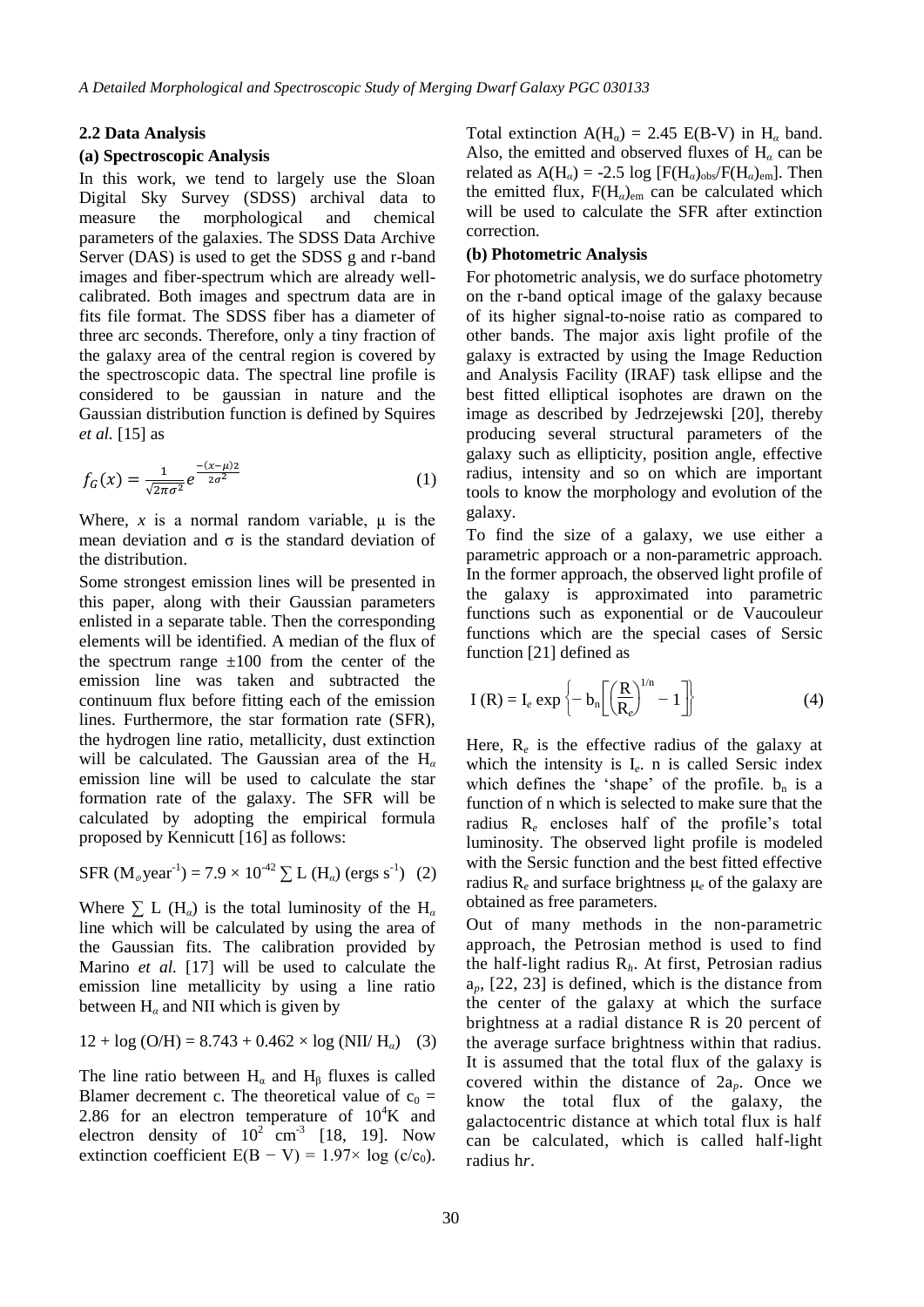### 2.2 Data Analysis

#### (a) Spectroscopic Analysis

In this work, we tend to largely use the Sloan Digital Sky Survey (SDSS) archival data to measure the morphological and chemical parameters of the galaxies. The SDSS Data Archive Server (DAS) is used to get the SDSS g and r-band images and fiber-spectrum which are already well-calibrated. Both images and spectrum data are in fits file format. The SDSS fiber has a diameter of three arc seconds. Therefore, only a tiny fraction of the galaxy area of the central region is covered by the spectroscopic data. The spectral line profile is considered to be gaussian in nature and the Gaussian distribution function is defined by Squires *et al.* [15] as

$$f_G(x) = \frac{1}{\sqrt{2\pi\sigma^2}} e^{\frac{-(x-\mu)2}{2\sigma^2}} \tag{1}$$

Where, $x$ is a normal random variable, μ is the mean deviation and σ is the standard deviation of the distribution.

Some strongest emission lines will be presented in this paper, along with their Gaussian parameters enlisted in a separate table. Then the corresponding elements will be identified. A median of the flux of the spectrum range ±100 from the center of the emission line was taken and subtracted the continuum flux before fitting each of the emission lines. Furthermore, the star formation rate (SFR), the hydrogen line ratio, metallicity, dust extinction will be calculated. The Gaussian area of the $H_\alpha$ emission line will be used to calculate the star formation rate of the galaxy. The SFR will be calculated by adopting the empirical formula proposed by Kennicutt [16] as follows:

$$\text{SFR } (M_\odot \text{year}^{-1}) = 7.9 \times 10^{-42} \sum L\,(H_\alpha) \text{ (ergs s}^{-1}) \tag{2}$$

Where $\sum L\,(H_\alpha)$ is the total luminosity of the $H_\alpha$ line which will be calculated by using the area of the Gaussian fits. The calibration provided by Marino *et al.* [17] will be used to calculate the emission line metallicity by using a line ratio between $H_\alpha$ and NII which is given by

$$12 + \log(\text{O/H}) = 8.743 + 0.462 \times \log(\text{NII}/ H_\alpha) \tag{3}$$

The line ratio between $H_\alpha$ and $H_\beta$ fluxes is called Blamer decrement c. The theoretical value of $c_0 = 2.86$ for an electron temperature of $10^4$K and electron density of $10^2$ cm$^{-3}$ [18, 19]. Now extinction coefficient $E(B-V) = 1.97 \times \log(c/c_0)$. Total extinction $A(H_\alpha) = 2.45\,E(B\text{-}V)$ in $H_\alpha$ band. Also, the emitted and observed fluxes of $H_\alpha$ can be related as $A(H_\alpha) = -2.5 \log [F(H_\alpha)_{obs}/F(H_\alpha)_{em}]$. Then the emitted flux, $F(H_\alpha)_{em}$ can be calculated which will be used to calculate the SFR after extinction correction.

#### (b) Photometric Analysis

For photometric analysis, we do surface photometry on the r-band optical image of the galaxy because of its higher signal-to-noise ratio as compared to other bands. The major axis light profile of the galaxy is extracted by using the Image Reduction and Analysis Facility (IRAF) task ellipse and the best fitted elliptical isophotes are drawn on the image as described by Jedrzejewski [20], thereby producing several structural parameters of the galaxy such as ellipticity, position angle, effective radius, intensity and so on which are important tools to know the morphology and evolution of the galaxy.

To find the size of a galaxy, we use either a parametric approach or a non-parametric approach. In the former approach, the observed light profile of the galaxy is approximated into parametric functions such as exponential or de Vaucouleur functions which are the special cases of Sersic function [21] defined as

$$I\,(R) = I_e \exp\left\{-\,b_n\left[\left(\frac{R}{R_e}\right)^{1/n} - 1\right]\right\} \tag{4}$$

Here, $R_e$ is the effective radius of the galaxy at which the intensity is $I_e$. n is called Sersic index which defines the 'shape' of the profile. $b_n$ is a function of n which is selected to make sure that the radius $R_e$ encloses half of the profile's total luminosity. The observed light profile is modeled with the Sersic function and the best fitted effective radius $R_e$ and surface brightness $\mu_e$ of the galaxy are obtained as free parameters.

Out of many methods in the non-parametric approach, the Petrosian method is used to find the half-light radius $R_h$. At first, Petrosian radius $a_p$, [22, 23] is defined, which is the distance from the center of the galaxy at which the surface brightness at a radial distance R is 20 percent of the average surface brightness within that radius. It is assumed that the total flux of the galaxy is covered within the distance of $2a_p$. Once we know the total flux of the galaxy, the galactocentric distance at which total flux is half can be calculated, which is called half-light radius $hr$.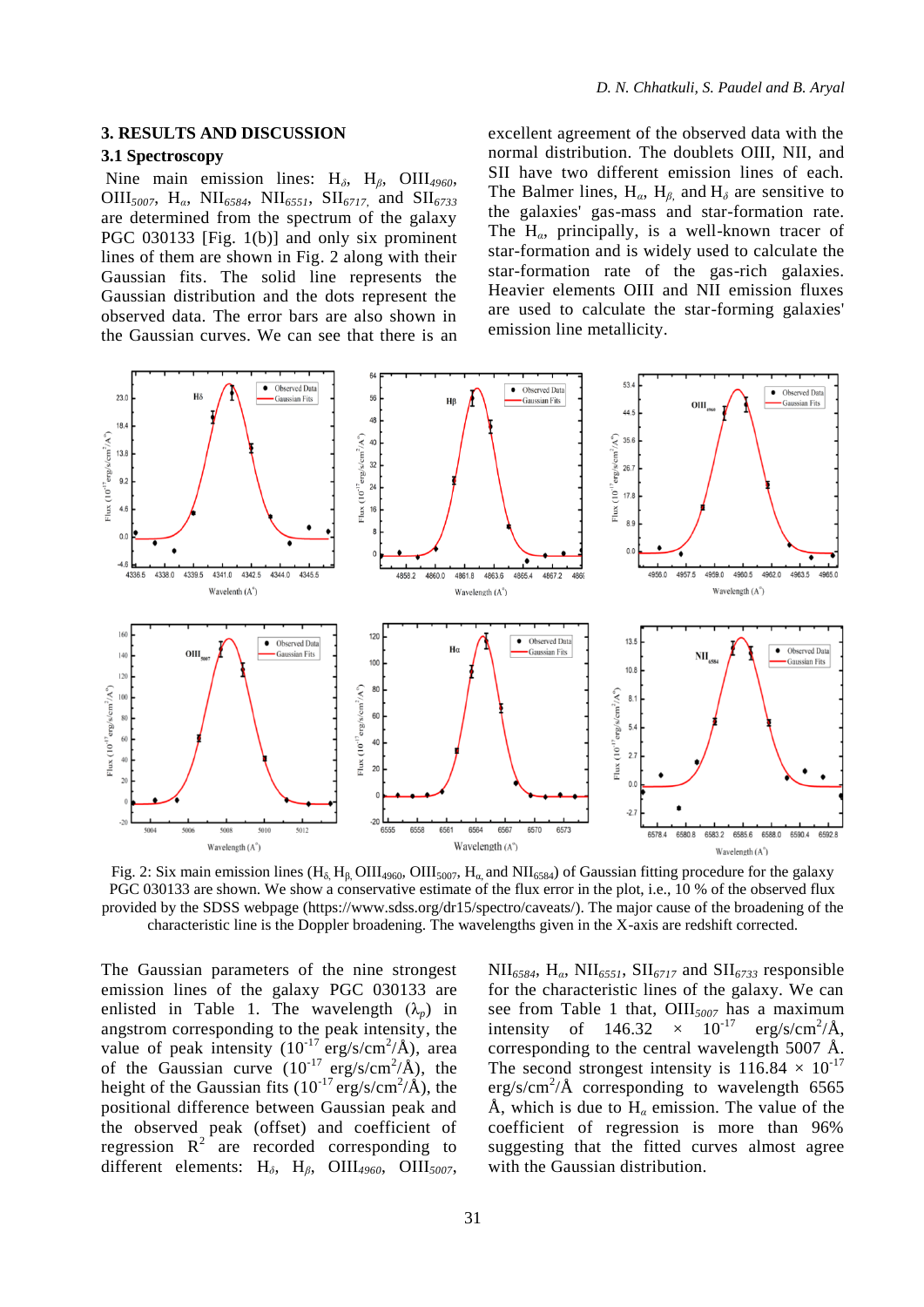## 3. RESULTS AND DISCUSSION

### 3.1 Spectroscopy

Nine main emission lines: $H_\delta$, $H_\beta$, $OIII_{4960}$, $OIII_{5007}$, $H_\alpha$, $NII_{6584}$, $NII_{6551}$, $SII_{6717}$, and $SII_{6733}$ are determined from the spectrum of the galaxy PGC 030133 [Fig. 1(b)] and only six prominent lines of them are shown in Fig. 2 along with their Gaussian fits. The solid line represents the Gaussian distribution and the dots represent the observed data. The error bars are also shown in the Gaussian curves. We can see that there is an excellent agreement of the observed data with the normal distribution. The doublets OIII, NII, and SII have two different emission lines of each. The Balmer lines, $H_\alpha$, $H_\beta$, and $H_\delta$ are sensitive to the galaxies' gas-mass and star-formation rate. The $H_\alpha$, principally, is a well-known tracer of star-formation and is widely used to calculate the star-formation rate of the gas-rich galaxies. Heavier elements OIII and NII emission fluxes are used to calculate the star-forming galaxies' emission line metallicity.

Fig. 2: Six main emission lines ($H_\delta$, $H_\beta$, $OIII_{4960}$, $OIII_{5007}$, $H_\alpha$, and $NII_{6584}$) of Gaussian fitting procedure for the galaxy PGC 030133 are shown. We show a conservative estimate of the flux error in the plot, i.e., 10 % of the observed flux provided by the SDSS webpage (https://www.sdss.org/dr15/spectro/caveats/). The major cause of the broadening of the characteristic line is the Doppler broadening. The wavelengths given in the X-axis are redshift corrected.

The Gaussian parameters of the nine strongest emission lines of the galaxy PGC 030133 are enlisted in Table 1. The wavelength ($\lambda_p$) in angstrom corresponding to the peak intensity, the value of peak intensity ($10^{-17}$ erg/s/cm$^2$/Å), area of the Gaussian curve ($10^{-17}$ erg/s/cm$^2$/Å), the height of the Gaussian fits ($10^{-17}$ erg/s/cm$^2$/Å), the positional difference between Gaussian peak and the observed peak (offset) and coefficient of regression $R^2$ are recorded corresponding to different elements: $H_\delta$, $H_\beta$, $OIII_{4960}$, $OIII_{5007}$, $NII_{6584}$, $H_\alpha$, $NII_{6551}$, $SII_{6717}$ and $SII_{6733}$ responsible for the characteristic lines of the galaxy. We can see from Table 1 that, $OIII_{5007}$ has a maximum intensity of $146.32 \times 10^{-17}$ erg/s/cm$^2$/Å, corresponding to the central wavelength 5007 Å. The second strongest intensity is $116.84 \times 10^{-17}$ erg/s/cm$^2$/Å corresponding to wavelength 6565 Å, which is due to $H_\alpha$ emission. The value of the coefficient of regression is more than 96% suggesting that the fitted curves almost agree with the Gaussian distribution.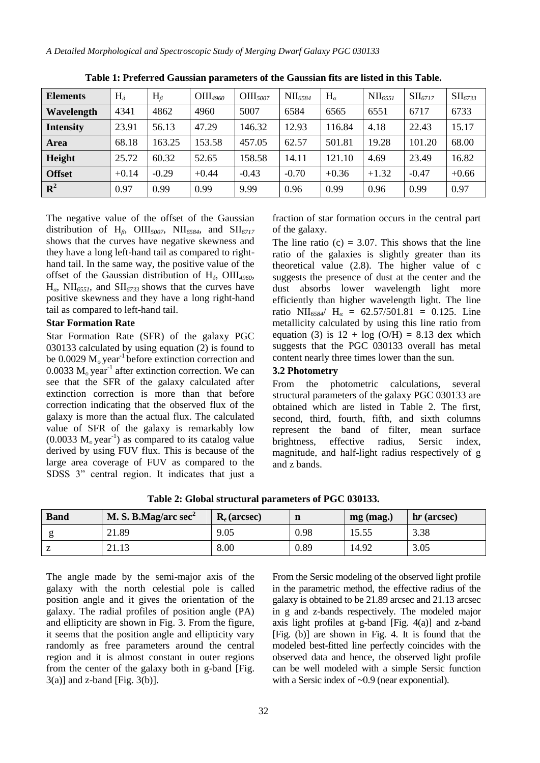**Table 1: Preferred Gaussian parameters of the Gaussian fits are listed in this Table.**

| Elements | $H_\delta$ | $H_\beta$ | $OIII_{4960}$ | $OIII_{5007}$ | $NII_{6584}$ | $H_\alpha$ | $NII_{6551}$ | $SII_{6717}$ | $SII_{6733}$ |
|---|---|---|---|---|---|---|---|---|---|
| **Wavelength** | 4341 | 4862 | 4960 | 5007 | 6584 | 6565 | 6551 | 6717 | 6733 |
| **Intensity** | 23.91 | 56.13 | 47.29 | 146.32 | 12.93 | 116.84 | 4.18 | 22.43 | 15.17 |
| **Area** | 68.18 | 163.25 | 153.58 | 457.05 | 62.57 | 501.81 | 19.28 | 101.20 | 68.00 |
| **Height** | 25.72 | 60.32 | 52.65 | 158.58 | 14.11 | 121.10 | 4.69 | 23.49 | 16.82 |
| **Offset** | +0.14 | -0.29 | +0.44 | -0.43 | -0.70 | +0.36 | +1.32 | -0.47 | +0.66 |
| $R^2$ | 0.97 | 0.99 | 0.99 | 9.99 | 0.96 | 0.99 | 0.96 | 0.99 | 0.97 |

The negative value of the offset of the Gaussian distribution of $H_\beta$, $OIII_{5007}$, $NII_{6584}$, and $SII_{6717}$ shows that the curves have negative skewness and they have a long left-hand tail as compared to right-hand tail. In the same way, the positive value of the offset of the Gaussian distribution of $H_\delta$, $OIII_{4960}$, $H_\alpha$, $NII_{6551}$, and $SII_{6733}$ shows that the curves have positive skewness and they have a long right-hand tail as compared to left-hand tail.

**Star Formation Rate**

Star Formation Rate (SFR) of the galaxy PGC 030133 calculated by using equation (2) is found to be 0.0029 $M_\odot\,year^{-1}$ before extinction correction and 0.0033 $M_\odot\,year^{-1}$ after extinction correction. We can see that the SFR of the galaxy calculated after extinction correction is more than that before correction indicating that the observed flux of the galaxy is more than the actual flux. The calculated value of SFR of the galaxy is remarkably low (0.0033 $M_\odot\,year^{-1}$) as compared to its catalog value derived by using FUV flux. This is because of the large area coverage of FUV as compared to the SDSS 3" central region. It indicates that just a fraction of star formation occurs in the central part of the galaxy.

The line ratio (c) = 3.07. This shows that the line ratio of the galaxies is slightly greater than its theoretical value (2.8). The higher value of c suggests the presence of dust at the center and the dust absorbs lower wavelength light more efficiently than higher wavelength light. The line ratio $NII_{6584}/\ H_\alpha$ = 62.57/501.81 = 0.125. Line metallicity calculated by using this line ratio from equation (3) is $12 + \log(O/H) = 8.13$ dex which suggests that the PGC 030133 overall has metal content nearly three times lower than the sun.

### 3.2 Photometry

From the photometric calculations, several structural parameters of the galaxy PGC 030133 are obtained which are listed in Table 2. The first, second, third, fourth, fifth, and sixth columns represent the band of filter, mean surface brightness, effective radius, Sersic index, magnitude, and half-light radius respectively of g and z bands.

**Table 2: Global structural parameters of PGC 030133.**

| Band | M. S. B.Mag/arc sec$^2$ | $R_e$ (arcsec) | n | mg (mag.) | h*r* (arcsec) |
|---|---|---|---|---|---|
| g | 21.89 | 9.05 | 0.98 | 15.55 | 3.38 |
| z | 21.13 | 8.00 | 0.89 | 14.92 | 3.05 |

The angle made by the semi-major axis of the galaxy with the north celestial pole is called position angle and it gives the orientation of the galaxy. The radial profiles of position angle (PA) and ellipticity are shown in Fig. 3. From the figure, it seems that the position angle and ellipticity vary randomly as free parameters around the central region and it is almost constant in outer regions from the center of the galaxy both in g-band [Fig. 3(a)] and z-band [Fig. 3(b)].

From the Sersic modeling of the observed light profile in the parametric method, the effective radius of the galaxy is obtained to be 21.89 arcsec and 21.13 arcsec in g and z-bands respectively. The modeled major axis light profiles at g-band [Fig. 4(a)] and z-band [Fig. (b)] are shown in Fig. 4. It is found that the modeled best-fitted line perfectly coincides with the observed data and hence, the observed light profile can be well modeled with a simple Sersic function with a Sersic index of ~0.9 (near exponential).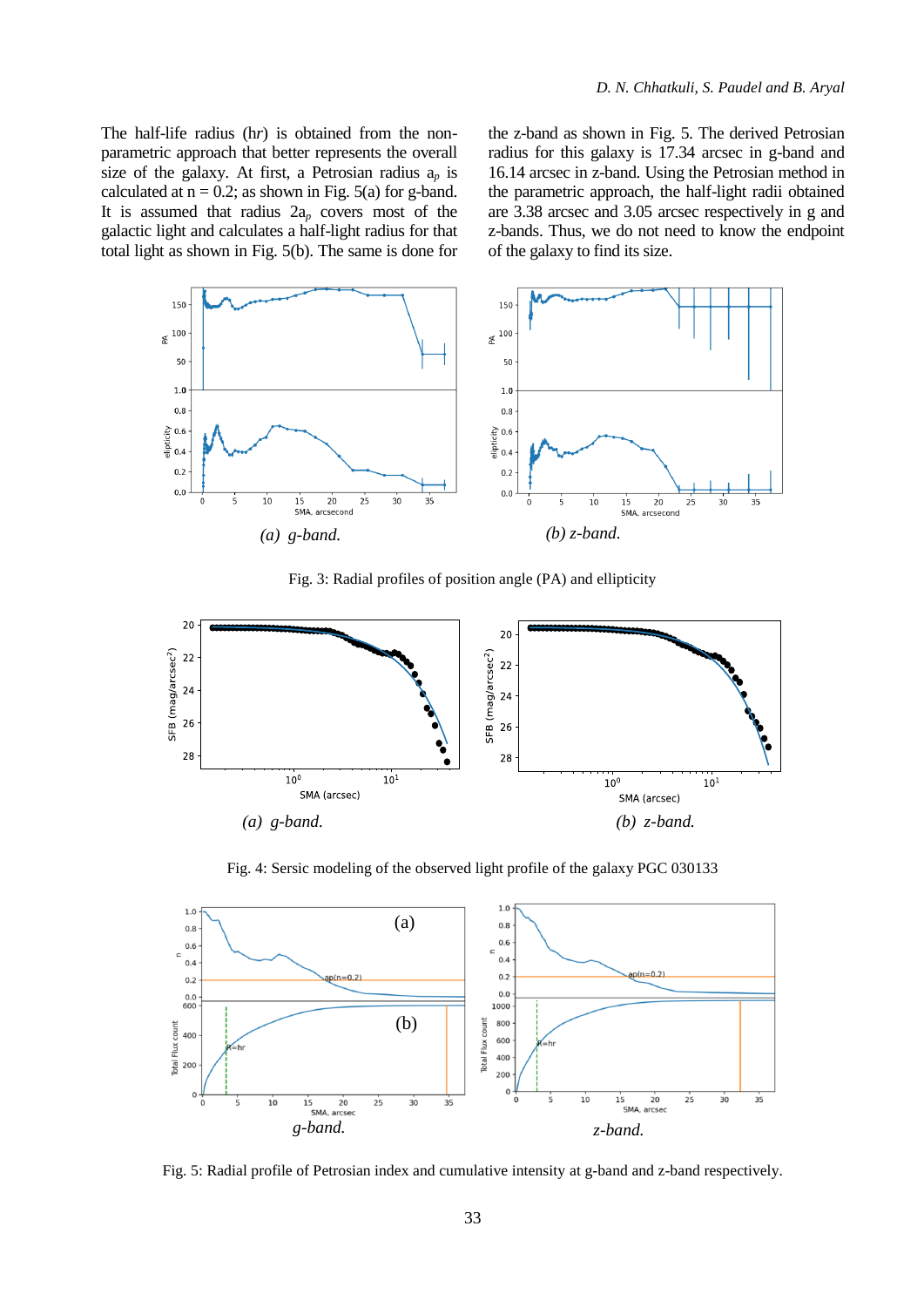The half-life radius (h*r*) is obtained from the non-parametric approach that better represents the overall size of the galaxy. At first, a Petrosian radius $a_p$ is calculated at n = 0.2; as shown in Fig. 5(a) for g-band. It is assumed that radius $2a_p$ covers most of the galactic light and calculates a half-light radius for that total light as shown in Fig. 5(b). The same is done for the z-band as shown in Fig. 5. The derived Petrosian radius for this galaxy is 17.34 arcsec in g-band and 16.14 arcsec in z-band. Using the Petrosian method in the parametric approach, the half-light radii obtained are 3.38 arcsec and 3.05 arcsec respectively in g and z-bands. Thus, we do not need to know the endpoint of the galaxy to find its size.

*(a) g-band.* *(b) z-band.*

Fig. 3: Radial profiles of position angle (PA) and ellipticity

*(a) g-band.* *(b) z-band.*

Fig. 4: Sersic modeling of the observed light profile of the galaxy PGC 030133

*g-band.* *z-band.*

Fig. 5: Radial profile of Petrosian index and cumulative intensity at g-band and z-band respectively.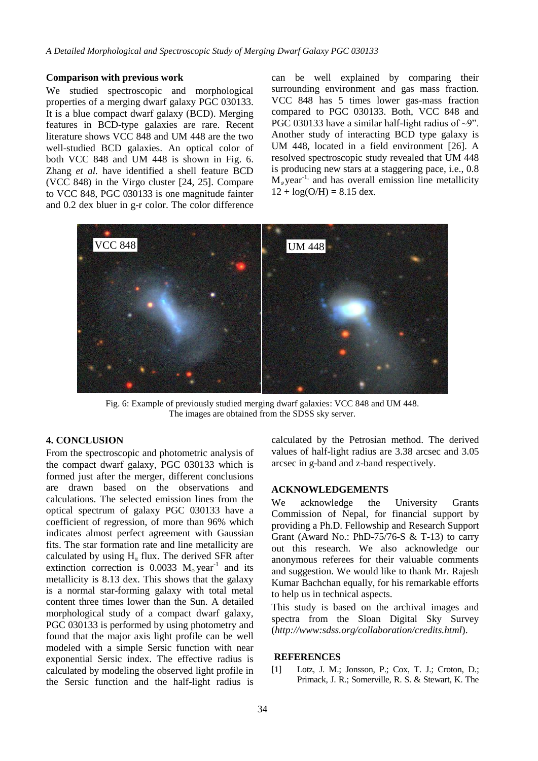### Comparison with previous work

We studied spectroscopic and morphological properties of a merging dwarf galaxy PGC 030133. It is a blue compact dwarf galaxy (BCD). Merging features in BCD-type galaxies are rare. Recent literature shows VCC 848 and UM 448 are the two well-studied BCD galaxies. An optical color of both VCC 848 and UM 448 is shown in Fig. 6. Zhang *et al.* have identified a shell feature BCD (VCC 848) in the Virgo cluster [24, 25]. Compare to VCC 848, PGC 030133 is one magnitude fainter and 0.2 dex bluer in g-r color. The color difference can be well explained by comparing their surrounding environment and gas mass fraction. VCC 848 has 5 times lower gas-mass fraction compared to PGC 030133. Both, VCC 848 and PGC 030133 have a similar half-light radius of ~9". Another study of interacting BCD type galaxy is UM 448, located in a field environment [26]. A resolved spectroscopic study revealed that UM 448 is producing new stars at a staggering pace, i.e., 0.8 $M_{\odot}$year$^{-1}$, and has overall emission line metallicity $12 + \log(O/H) = 8.15$ dex.

VCC 848

UM 448

Fig. 6: Example of previously studied merging dwarf galaxies: VCC 848 and UM 448. The images are obtained from the SDSS sky server.

## 4. CONCLUSION

From the spectroscopic and photometric analysis of the compact dwarf galaxy, PGC 030133 which is formed just after the merger, different conclusions are drawn based on the observations and calculations. The selected emission lines from the optical spectrum of galaxy PGC 030133 have a coefficient of regression, of more than 96% which indicates almost perfect agreement with Gaussian fits. The star formation rate and line metallicity are calculated by using $H_{\alpha}$ flux. The derived SFR after extinction correction is 0.0033 $M_{\odot}$ year$^{-1}$ and its metallicity is 8.13 dex. This shows that the galaxy is a normal star-forming galaxy with total metal content three times lower than the Sun. A detailed morphological study of a compact dwarf galaxy, PGC 030133 is performed by using photometry and found that the major axis light profile can be well modeled with a simple Sersic function with near exponential Sersic index. The effective radius is calculated by modeling the observed light profile in the Sersic function and the half-light radius is calculated by the Petrosian method. The derived values of half-light radius are 3.38 arcsec and 3.05 arcsec in g-band and z-band respectively.

## ACKNOWLEDGEMENTS

We acknowledge the University Grants Commission of Nepal, for financial support by providing a Ph.D. Fellowship and Research Support Grant (Award No.: PhD-75/76-S & T-13) to carry out this research. We also acknowledge our anonymous referees for their valuable comments and suggestion. We would like to thank Mr. Rajesh Kumar Bachchan equally, for his remarkable efforts to help us in technical aspects.

This study is based on the archival images and spectra from the Sloan Digital Sky Survey (*http://www:sdss.org/collaboration/credits.html*).

## REFERENCES

[1] Lotz, J. M.; Jonsson, P.; Cox, T. J.; Croton, D.; Primack, J. R.; Somerville, R. S. & Stewart, K. The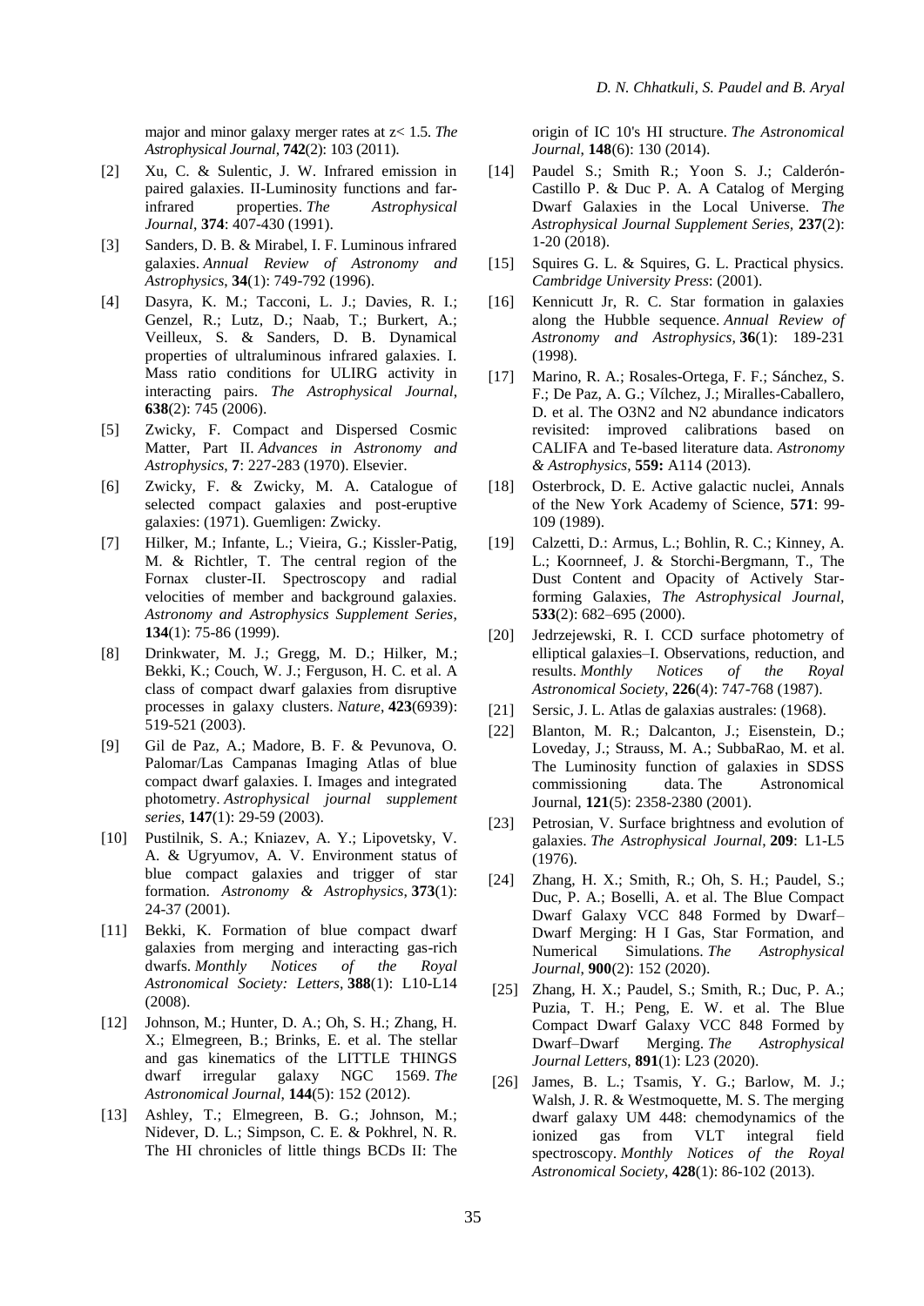major and minor galaxy merger rates at z< 1.5. *The Astrophysical Journal*, **742**(2): 103 (2011).

[2] Xu, C. & Sulentic, J. W. Infrared emission in paired galaxies. II-Luminosity functions and far-infrared properties. *The Astrophysical Journal*, **374**: 407-430 (1991).

[3] Sanders, D. B. & Mirabel, I. F. Luminous infrared galaxies. *Annual Review of Astronomy and Astrophysics*, **34**(1): 749-792 (1996).

[4] Dasyra, K. M.; Tacconi, L. J.; Davies, R. I.; Genzel, R.; Lutz, D.; Naab, T.; Burkert, A.; Veilleux, S. & Sanders, D. B. Dynamical properties of ultraluminous infrared galaxies. I. Mass ratio conditions for ULIRG activity in interacting pairs. *The Astrophysical Journal*, **638**(2): 745 (2006).

[5] Zwicky, F. Compact and Dispersed Cosmic Matter, Part II. *Advances in Astronomy and Astrophysics*, **7**: 227-283 (1970). Elsevier.

[6] Zwicky, F. & Zwicky, M. A. Catalogue of selected compact galaxies and post-eruptive galaxies: (1971). Guemligen: Zwicky.

[7] Hilker, M.; Infante, L.; Vieira, G.; Kissler-Patig, M. & Richtler, T. The central region of the Fornax cluster-II. Spectroscopy and radial velocities of member and background galaxies. *Astronomy and Astrophysics Supplement Series*, **134**(1): 75-86 (1999).

[8] Drinkwater, M. J.; Gregg, M. D.; Hilker, M.; Bekki, K.; Couch, W. J.; Ferguson, H. C. et al. A class of compact dwarf galaxies from disruptive processes in galaxy clusters. *Nature*, **423**(6939): 519-521 (2003).

[9] Gil de Paz, A.; Madore, B. F. & Pevunova, O. Palomar/Las Campanas Imaging Atlas of blue compact dwarf galaxies. I. Images and integrated photometry. *Astrophysical journal supplement series*, **147**(1): 29-59 (2003).

[10] Pustilnik, S. A.; Kniazev, A. Y.; Lipovetsky, V. A. & Ugryumov, A. V. Environment status of blue compact galaxies and trigger of star formation. *Astronomy & Astrophysics*, **373**(1): 24-37 (2001).

[11] Bekki, K. Formation of blue compact dwarf galaxies from merging and interacting gas-rich dwarfs. *Monthly Notices of the Royal Astronomical Society: Letters*, **388**(1): L10-L14 (2008).

[12] Johnson, M.; Hunter, D. A.; Oh, S. H.; Zhang, H. X.; Elmegreen, B.; Brinks, E. et al. The stellar and gas kinematics of the LITTLE THINGS dwarf irregular galaxy NGC 1569. *The Astronomical Journal*, **144**(5): 152 (2012).

[13] Ashley, T.; Elmegreen, B. G.; Johnson, M.; Nidever, D. L.; Simpson, C. E. & Pokhrel, N. R. The HI chronicles of little things BCDs II: The origin of IC 10's HI structure. *The Astronomical Journal*, **148**(6): 130 (2014).

[14] Paudel S.; Smith R.; Yoon S. J.; Calderón-Castillo P. & Duc P. A. A Catalog of Merging Dwarf Galaxies in the Local Universe. *The Astrophysical Journal Supplement Series*, **237**(2): 1-20 (2018).

[15] Squires G. L. & Squires, G. L. Practical physics. *Cambridge University Press*: (2001).

[16] Kennicutt Jr, R. C. Star formation in galaxies along the Hubble sequence. *Annual Review of Astronomy and Astrophysics*, **36**(1): 189-231 (1998).

[17] Marino, R. A.; Rosales-Ortega, F. F.; Sánchez, S. F.; De Paz, A. G.; Vílchez, J.; Miralles-Caballero, D. et al. The O3N2 and N2 abundance indicators revisited: improved calibrations based on CALIFA and Te-based literature data. *Astronomy & Astrophysics*, **559:** A114 (2013).

[18] Osterbrock, D. E. Active galactic nuclei, Annals of the New York Academy of Science, **571**: 99-109 (1989).

[19] Calzetti, D.: Armus, L.; Bohlin, R. C.; Kinney, A. L.; Koornneef, J. & Storchi-Bergmann, T., The Dust Content and Opacity of Actively Star-forming Galaxies, *The Astrophysical Journal*, **533**(2): 682–695 (2000).

[20] Jedrzejewski, R. I. CCD surface photometry of elliptical galaxies–I. Observations, reduction, and results. *Monthly Notices of the Royal Astronomical Society*, **226**(4): 747-768 (1987).

[21] Sersic, J. L. Atlas de galaxias australes: (1968).

[22] Blanton, M. R.; Dalcanton, J.; Eisenstein, D.; Loveday, J.; Strauss, M. A.; SubbaRao, M. et al. The Luminosity function of galaxies in SDSS commissioning data. The Astronomical Journal, **121**(5): 2358-2380 (2001).

[23] Petrosian, V. Surface brightness and evolution of galaxies. *The Astrophysical Journal*, **209**: L1-L5 (1976).

[24] Zhang, H. X.; Smith, R.; Oh, S. H.; Paudel, S.; Duc, P. A.; Boselli, A. et al. The Blue Compact Dwarf Galaxy VCC 848 Formed by Dwarf–Dwarf Merging: H I Gas, Star Formation, and Numerical Simulations. *The Astrophysical Journal*, **900**(2): 152 (2020).

[25] Zhang, H. X.; Paudel, S.; Smith, R.; Duc, P. A.; Puzia, T. H.; Peng, E. W. et al. The Blue Compact Dwarf Galaxy VCC 848 Formed by Dwarf–Dwarf Merging. *The Astrophysical Journal Letters*, **891**(1): L23 (2020).

[26] James, B. L.; Tsamis, Y. G.; Barlow, M. J.; Walsh, J. R. & Westmoquette, M. S. The merging dwarf galaxy UM 448: chemodynamics of the ionized gas from VLT integral field spectroscopy. *Monthly Notices of the Royal Astronomical Society*, **428**(1): 86-102 (2013).